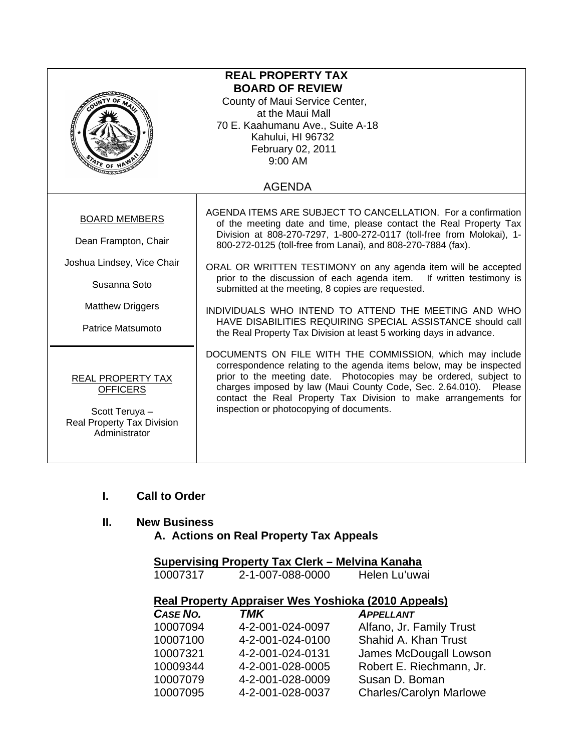# REAL PROPERTY TAX BOARD OF REVIEW

County of Maui Service Center,
at the Maui Mall
70 E. Kaahumanu Ave., Suite A-18
Kahului, HI 96732
February 02, 2011
9:00 AM

AGENDA

**BOARD MEMBERS**

Dean Frampton, Chair

Joshua Lindsey, Vice Chair

Susanna Soto

Matthew Driggers

Patrice Matsumoto

**REAL PROPERTY TAX OFFICERS**

Scott Teruya – Real Property Tax Division Administrator

AGENDA ITEMS ARE SUBJECT TO CANCELLATION. For a confirmation of the meeting date and time, please contact the Real Property Tax Division at 808-270-7297, 1-800-272-0117 (toll-free from Molokai), 1-800-272-0125 (toll-free from Lanai), and 808-270-7884 (fax).

ORAL OR WRITTEN TESTIMONY on any agenda item will be accepted prior to the discussion of each agenda item. If written testimony is submitted at the meeting, 8 copies are requested.

INDIVIDUALS WHO INTEND TO ATTEND THE MEETING AND WHO HAVE DISABILITIES REQUIRING SPECIAL ASSISTANCE should call the Real Property Tax Division at least 5 working days in advance.

DOCUMENTS ON FILE WITH THE COMMISSION, which may include correspondence relating to the agenda items below, may be inspected prior to the meeting date. Photocopies may be ordered, subject to charges imposed by law (Maui County Code, Sec. 2.64.010). Please contact the Real Property Tax Division to make arrangements for inspection or photocopying of documents.

## I. Call to Order

## II. New Business

### A. Actions on Real Property Tax Appeals

**Supervising Property Tax Clerk – Melvina Kanaha**

| | | |
|---|---|---|
| 10007317 | 2-1-007-088-0000 | Helen Lu'uwai |

**Real Property Appraiser Wes Yoshioka (2010 Appeals)**

| *CASE NO.* | *TMK* | *APPELLANT* |
|---|---|---|
| 10007094 | 4-2-001-024-0097 | Alfano, Jr. Family Trust |
| 10007100 | 4-2-001-024-0100 | Shahid A. Khan Trust |
| 10007321 | 4-2-001-024-0131 | James McDougall Lowson |
| 10009344 | 4-2-001-028-0005 | Robert E. Riechmann, Jr. |
| 10007079 | 4-2-001-028-0009 | Susan D. Boman |
| 10007095 | 4-2-001-028-0037 | Charles/Carolyn Marlowe |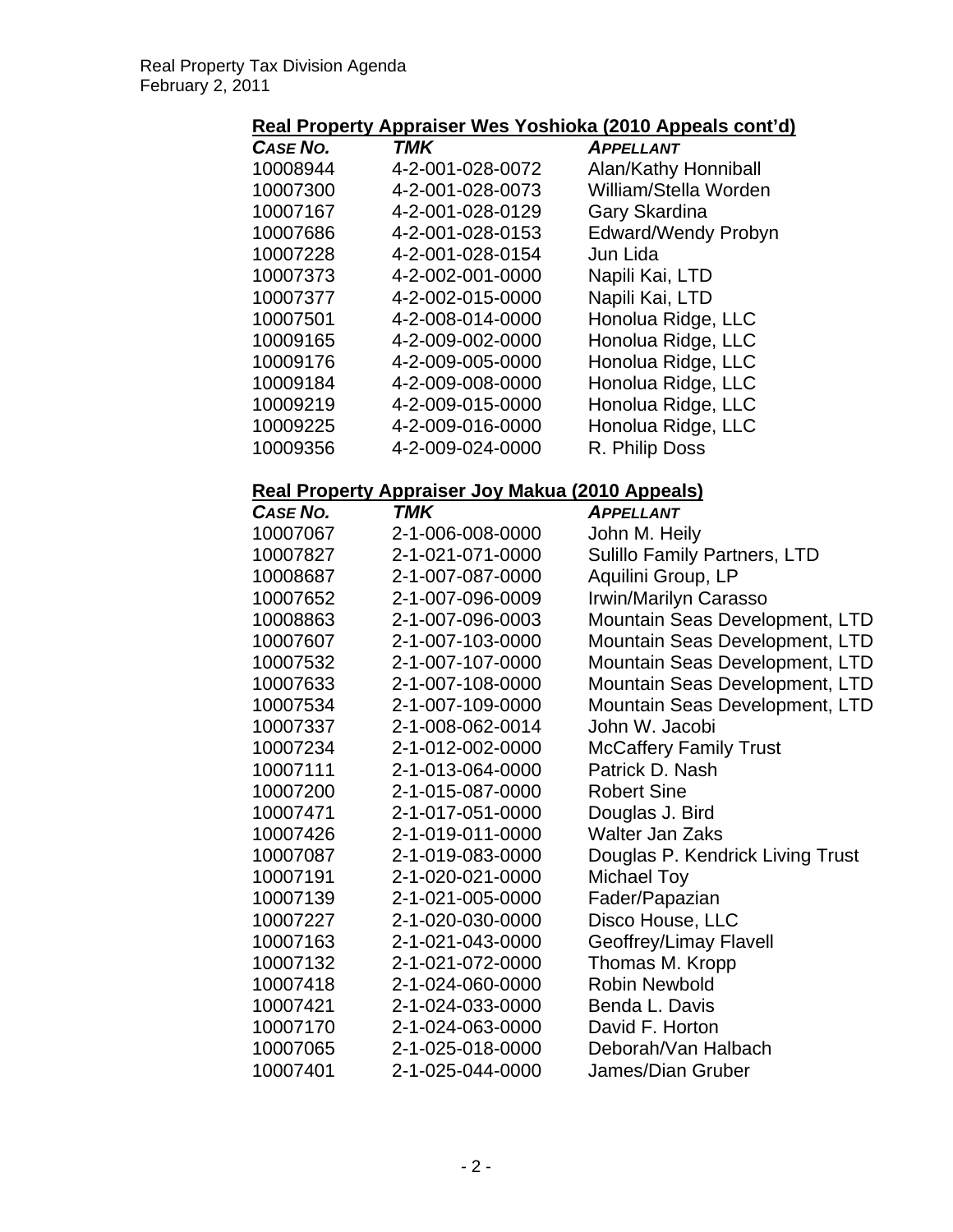### Real Property Appraiser Wes Yoshioka (2010 Appeals cont'd)

| *CASE NO.* | *TMK* | *APPELLANT* |
|---|---|---|
| 10008944 | 4-2-001-028-0072 | Alan/Kathy Honniball |
| 10007300 | 4-2-001-028-0073 | William/Stella Worden |
| 10007167 | 4-2-001-028-0129 | Gary Skardina |
| 10007686 | 4-2-001-028-0153 | Edward/Wendy Probyn |
| 10007228 | 4-2-001-028-0154 | Jun Lida |
| 10007373 | 4-2-002-001-0000 | Napili Kai, LTD |
| 10007377 | 4-2-002-015-0000 | Napili Kai, LTD |
| 10007501 | 4-2-008-014-0000 | Honolua Ridge, LLC |
| 10009165 | 4-2-009-002-0000 | Honolua Ridge, LLC |
| 10009176 | 4-2-009-005-0000 | Honolua Ridge, LLC |
| 10009184 | 4-2-009-008-0000 | Honolua Ridge, LLC |
| 10009219 | 4-2-009-015-0000 | Honolua Ridge, LLC |
| 10009225 | 4-2-009-016-0000 | Honolua Ridge, LLC |
| 10009356 | 4-2-009-024-0000 | R. Philip Doss |

### Real Property Appraiser Joy Makua (2010 Appeals)

| *CASE NO.* | *TMK* | *APPELLANT* |
|---|---|---|
| 10007067 | 2-1-006-008-0000 | John M. Heily |
| 10007827 | 2-1-021-071-0000 | Sulillo Family Partners, LTD |
| 10008687 | 2-1-007-087-0000 | Aquilini Group, LP |
| 10007652 | 2-1-007-096-0009 | Irwin/Marilyn Carasso |
| 10008863 | 2-1-007-096-0003 | Mountain Seas Development, LTD |
| 10007607 | 2-1-007-103-0000 | Mountain Seas Development, LTD |
| 10007532 | 2-1-007-107-0000 | Mountain Seas Development, LTD |
| 10007633 | 2-1-007-108-0000 | Mountain Seas Development, LTD |
| 10007534 | 2-1-007-109-0000 | Mountain Seas Development, LTD |
| 10007337 | 2-1-008-062-0014 | John W. Jacobi |
| 10007234 | 2-1-012-002-0000 | McCaffery Family Trust |
| 10007111 | 2-1-013-064-0000 | Patrick D. Nash |
| 10007200 | 2-1-015-087-0000 | Robert Sine |
| 10007471 | 2-1-017-051-0000 | Douglas J. Bird |
| 10007426 | 2-1-019-011-0000 | Walter Jan Zaks |
| 10007087 | 2-1-019-083-0000 | Douglas P. Kendrick Living Trust |
| 10007191 | 2-1-020-021-0000 | Michael Toy |
| 10007139 | 2-1-021-005-0000 | Fader/Papazian |
| 10007227 | 2-1-020-030-0000 | Disco House, LLC |
| 10007163 | 2-1-021-043-0000 | Geoffrey/Limay Flavell |
| 10007132 | 2-1-021-072-0000 | Thomas M. Kropp |
| 10007418 | 2-1-024-060-0000 | Robin Newbold |
| 10007421 | 2-1-024-033-0000 | Benda L. Davis |
| 10007170 | 2-1-024-063-0000 | David F. Horton |
| 10007065 | 2-1-025-018-0000 | Deborah/Van Halbach |
| 10007401 | 2-1-025-044-0000 | James/Dian Gruber |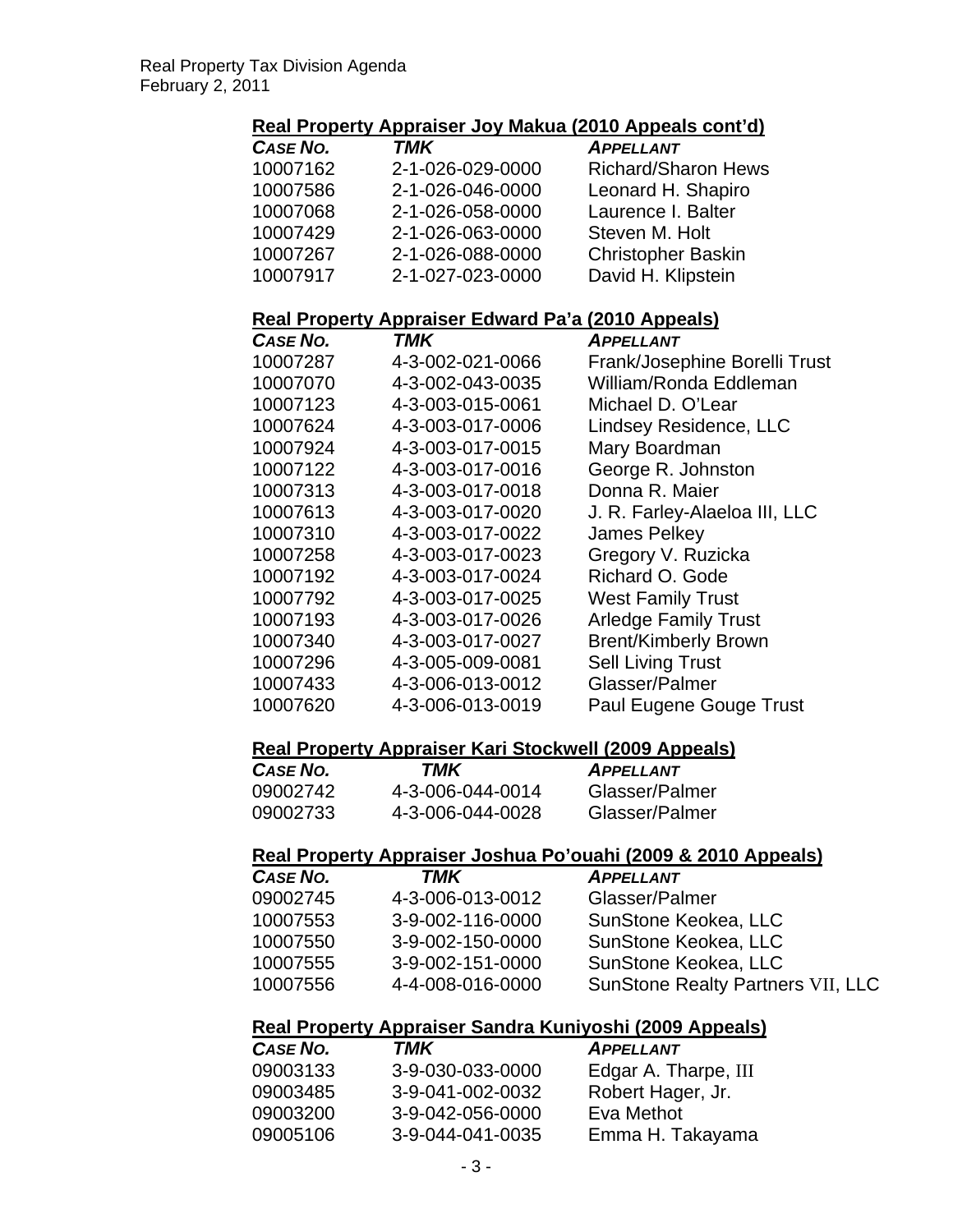**Real Property Appraiser Joy Makua (2010 Appeals cont'd)**

| CASE NO. | TMK | APPELLANT |
|---|---|---|
| 10007162 | 2-1-026-029-0000 | Richard/Sharon Hews |
| 10007586 | 2-1-026-046-0000 | Leonard H. Shapiro |
| 10007068 | 2-1-026-058-0000 | Laurence I. Balter |
| 10007429 | 2-1-026-063-0000 | Steven M. Holt |
| 10007267 | 2-1-026-088-0000 | Christopher Baskin |
| 10007917 | 2-1-027-023-0000 | David H. Klipstein |

**Real Property Appraiser Edward Pa'a (2010 Appeals)**

| CASE NO. | TMK | APPELLANT |
|---|---|---|
| 10007287 | 4-3-002-021-0066 | Frank/Josephine Borelli Trust |
| 10007070 | 4-3-002-043-0035 | William/Ronda Eddleman |
| 10007123 | 4-3-003-015-0061 | Michael D. O'Lear |
| 10007624 | 4-3-003-017-0006 | Lindsey Residence, LLC |
| 10007924 | 4-3-003-017-0015 | Mary Boardman |
| 10007122 | 4-3-003-017-0016 | George R. Johnston |
| 10007313 | 4-3-003-017-0018 | Donna R. Maier |
| 10007613 | 4-3-003-017-0020 | J. R. Farley-Alaeloa III, LLC |
| 10007310 | 4-3-003-017-0022 | James Pelkey |
| 10007258 | 4-3-003-017-0023 | Gregory V. Ruzicka |
| 10007192 | 4-3-003-017-0024 | Richard O. Gode |
| 10007792 | 4-3-003-017-0025 | West Family Trust |
| 10007193 | 4-3-003-017-0026 | Arledge Family Trust |
| 10007340 | 4-3-003-017-0027 | Brent/Kimberly Brown |
| 10007296 | 4-3-005-009-0081 | Sell Living Trust |
| 10007433 | 4-3-006-013-0012 | Glasser/Palmer |
| 10007620 | 4-3-006-013-0019 | Paul Eugene Gouge Trust |

**Real Property Appraiser Kari Stockwell (2009 Appeals)**

| CASE NO. | TMK | APPELLANT |
|---|---|---|
| 09002742 | 4-3-006-044-0014 | Glasser/Palmer |
| 09002733 | 4-3-006-044-0028 | Glasser/Palmer |

**Real Property Appraiser Joshua Po'ouahi (2009 & 2010 Appeals)**

| CASE NO. | TMK | APPELLANT |
|---|---|---|
| 09002745 | 4-3-006-013-0012 | Glasser/Palmer |
| 10007553 | 3-9-002-116-0000 | SunStone Keokea, LLC |
| 10007550 | 3-9-002-150-0000 | SunStone Keokea, LLC |
| 10007555 | 3-9-002-151-0000 | SunStone Keokea, LLC |
| 10007556 | 4-4-008-016-0000 | SunStone Realty Partners VII, LLC |

**Real Property Appraiser Sandra Kuniyoshi (2009 Appeals)**

| CASE NO. | TMK | APPELLANT |
|---|---|---|
| 09003133 | 3-9-030-033-0000 | Edgar A. Tharpe, III |
| 09003485 | 3-9-041-002-0032 | Robert Hager, Jr. |
| 09003200 | 3-9-042-056-0000 | Eva Methot |
| 09005106 | 3-9-044-041-0035 | Emma H. Takayama |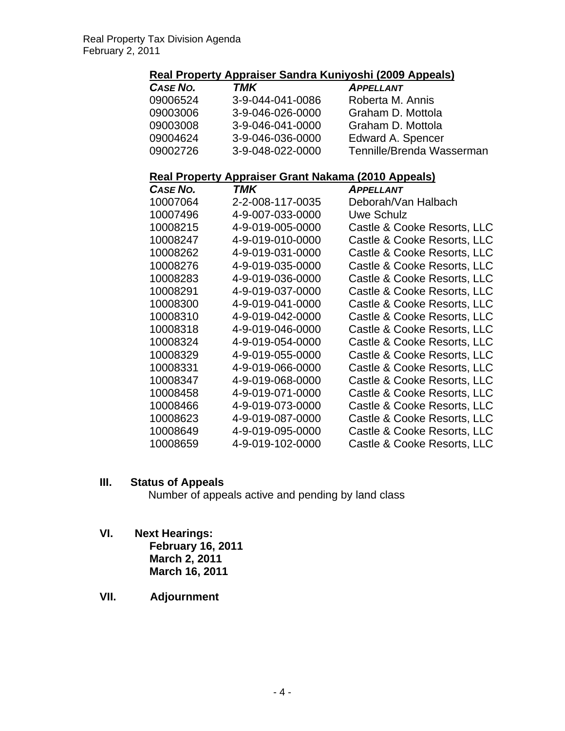**Real Property Appraiser Sandra Kuniyoshi (2009 Appeals)**

| *CASE NO.* | *TMK* | *APPELLANT* |
|---|---|---|
| 09006524 | 3-9-044-041-0086 | Roberta M. Annis |
| 09003006 | 3-9-046-026-0000 | Graham D. Mottola |
| 09003008 | 3-9-046-041-0000 | Graham D. Mottola |
| 09004624 | 3-9-046-036-0000 | Edward A. Spencer |
| 09002726 | 3-9-048-022-0000 | Tennille/Brenda Wasserman |

**Real Property Appraiser Grant Nakama (2010 Appeals)**

| *CASE NO.* | *TMK* | *APPELLANT* |
|---|---|---|
| 10007064 | 2-2-008-117-0035 | Deborah/Van Halbach |
| 10007496 | 4-9-007-033-0000 | Uwe Schulz |
| 10008215 | 4-9-019-005-0000 | Castle & Cooke Resorts, LLC |
| 10008247 | 4-9-019-010-0000 | Castle & Cooke Resorts, LLC |
| 10008262 | 4-9-019-031-0000 | Castle & Cooke Resorts, LLC |
| 10008276 | 4-9-019-035-0000 | Castle & Cooke Resorts, LLC |
| 10008283 | 4-9-019-036-0000 | Castle & Cooke Resorts, LLC |
| 10008291 | 4-9-019-037-0000 | Castle & Cooke Resorts, LLC |
| 10008300 | 4-9-019-041-0000 | Castle & Cooke Resorts, LLC |
| 10008310 | 4-9-019-042-0000 | Castle & Cooke Resorts, LLC |
| 10008318 | 4-9-019-046-0000 | Castle & Cooke Resorts, LLC |
| 10008324 | 4-9-019-054-0000 | Castle & Cooke Resorts, LLC |
| 10008329 | 4-9-019-055-0000 | Castle & Cooke Resorts, LLC |
| 10008331 | 4-9-019-066-0000 | Castle & Cooke Resorts, LLC |
| 10008347 | 4-9-019-068-0000 | Castle & Cooke Resorts, LLC |
| 10008458 | 4-9-019-071-0000 | Castle & Cooke Resorts, LLC |
| 10008466 | 4-9-019-073-0000 | Castle & Cooke Resorts, LLC |
| 10008623 | 4-9-019-087-0000 | Castle & Cooke Resorts, LLC |
| 10008649 | 4-9-019-095-0000 | Castle & Cooke Resorts, LLC |
| 10008659 | 4-9-019-102-0000 | Castle & Cooke Resorts, LLC |

**III. Status of Appeals**

Number of appeals active and pending by land class

**VI. Next Hearings:**

**February 16, 2011**
**March 2, 2011**
**March 16, 2011**

**VII. Adjournment**